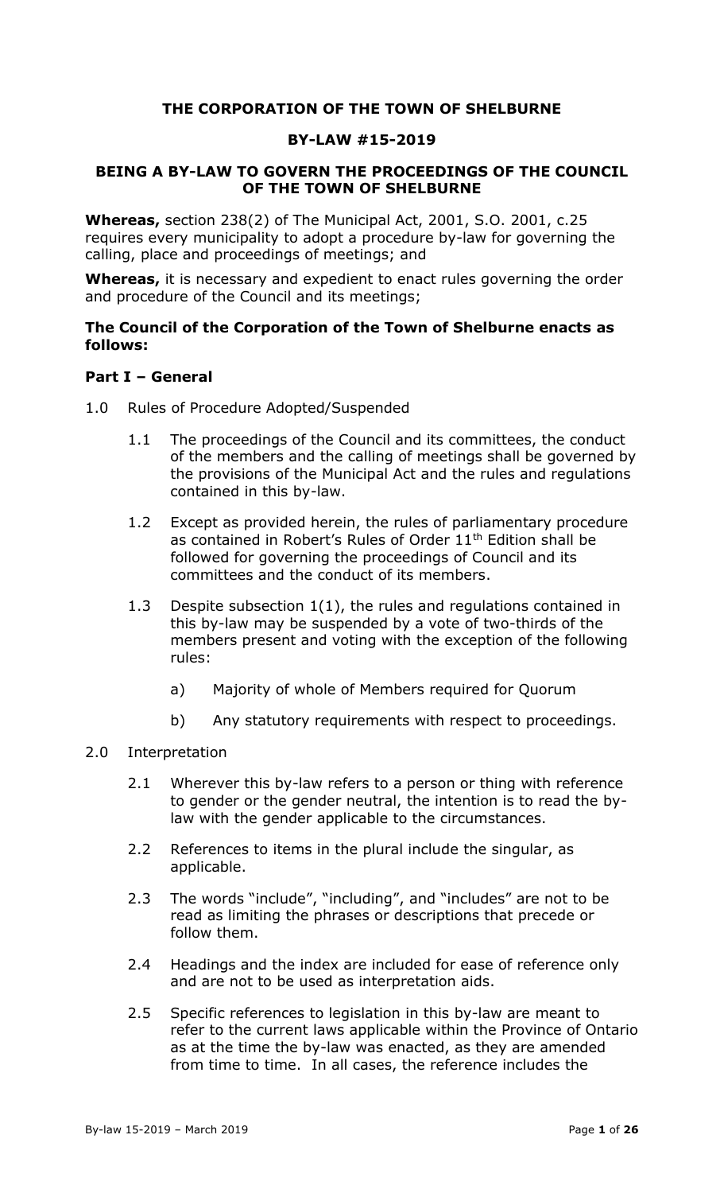**THE CORPORATION OF THE TOWN OF SHELBURNE**

**BY-LAW #15-2019**

**BEING A BY-LAW TO GOVERN THE PROCEEDINGS OF THE COUNCIL OF THE TOWN OF SHELBURNE**

**Whereas,** section 238(2) of The Municipal Act, 2001, S.O. 2001, c.25 requires every municipality to adopt a procedure by-law for governing the calling, place and proceedings of meetings; and

**Whereas,** it is necessary and expedient to enact rules governing the order and procedure of the Council and its meetings;

**The Council of the Corporation of the Town of Shelburne enacts as follows:**

## Part I – General

1.0 Rules of Procedure Adopted/Suspended

1.1 The proceedings of the Council and its committees, the conduct of the members and the calling of meetings shall be governed by the provisions of the Municipal Act and the rules and regulations contained in this by-law.

1.2 Except as provided herein, the rules of parliamentary procedure as contained in Robert's Rules of Order 11th Edition shall be followed for governing the proceedings of Council and its committees and the conduct of its members.

1.3 Despite subsection 1(1), the rules and regulations contained in this by-law may be suspended by a vote of two-thirds of the members present and voting with the exception of the following rules:

a) Majority of whole of Members required for Quorum

b) Any statutory requirements with respect to proceedings.

2.0 Interpretation

2.1 Wherever this by-law refers to a person or thing with reference to gender or the gender neutral, the intention is to read the by-law with the gender applicable to the circumstances.

2.2 References to items in the plural include the singular, as applicable.

2.3 The words "include", "including", and "includes" are not to be read as limiting the phrases or descriptions that precede or follow them.

2.4 Headings and the index are included for ease of reference only and are not to be used as interpretation aids.

2.5 Specific references to legislation in this by-law are meant to refer to the current laws applicable within the Province of Ontario as at the time the by-law was enacted, as they are amended from time to time. In all cases, the reference includes the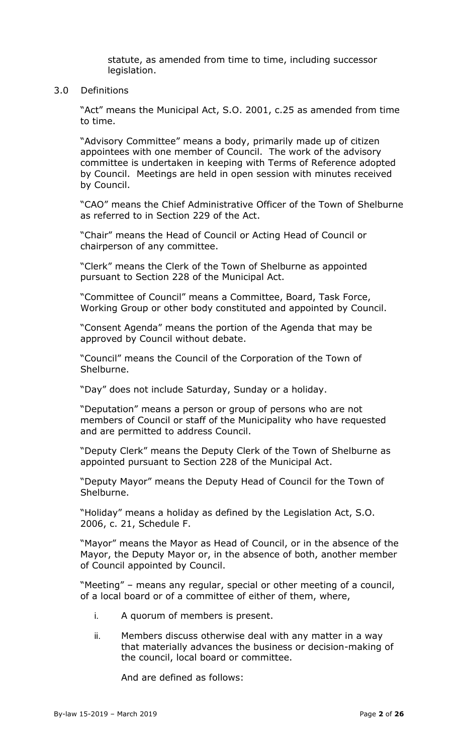statute, as amended from time to time, including successor legislation.

## 3.0 Definitions

"Act" means the Municipal Act, S.O. 2001, c.25 as amended from time to time.

"Advisory Committee" means a body, primarily made up of citizen appointees with one member of Council. The work of the advisory committee is undertaken in keeping with Terms of Reference adopted by Council. Meetings are held in open session with minutes received by Council.

"CAO" means the Chief Administrative Officer of the Town of Shelburne as referred to in Section 229 of the Act.

"Chair" means the Head of Council or Acting Head of Council or chairperson of any committee.

"Clerk" means the Clerk of the Town of Shelburne as appointed pursuant to Section 228 of the Municipal Act.

"Committee of Council" means a Committee, Board, Task Force, Working Group or other body constituted and appointed by Council.

"Consent Agenda" means the portion of the Agenda that may be approved by Council without debate.

"Council" means the Council of the Corporation of the Town of Shelburne.

"Day" does not include Saturday, Sunday or a holiday.

"Deputation" means a person or group of persons who are not members of Council or staff of the Municipality who have requested and are permitted to address Council.

"Deputy Clerk" means the Deputy Clerk of the Town of Shelburne as appointed pursuant to Section 228 of the Municipal Act.

"Deputy Mayor" means the Deputy Head of Council for the Town of Shelburne.

"Holiday" means a holiday as defined by the Legislation Act, S.O. 2006, c. 21, Schedule F.

"Mayor" means the Mayor as Head of Council, or in the absence of the Mayor, the Deputy Mayor or, in the absence of both, another member of Council appointed by Council.

"Meeting" – means any regular, special or other meeting of a council, of a local board or of a committee of either of them, where,

i. A quorum of members is present.

ii. Members discuss otherwise deal with any matter in a way that materially advances the business or decision-making of the council, local board or committee.

And are defined as follows: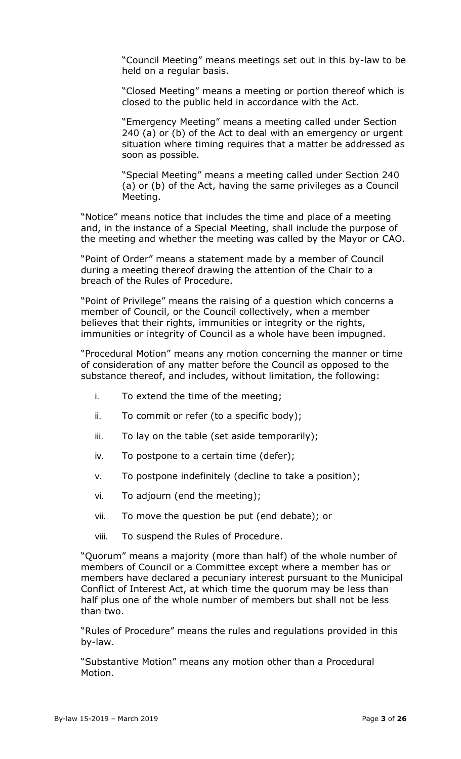"Council Meeting" means meetings set out in this by-law to be held on a regular basis.

"Closed Meeting" means a meeting or portion thereof which is closed to the public held in accordance with the Act.

"Emergency Meeting" means a meeting called under Section 240 (a) or (b) of the Act to deal with an emergency or urgent situation where timing requires that a matter be addressed as soon as possible.

"Special Meeting" means a meeting called under Section 240 (a) or (b) of the Act, having the same privileges as a Council Meeting.

"Notice" means notice that includes the time and place of a meeting and, in the instance of a Special Meeting, shall include the purpose of the meeting and whether the meeting was called by the Mayor or CAO.

"Point of Order" means a statement made by a member of Council during a meeting thereof drawing the attention of the Chair to a breach of the Rules of Procedure.

"Point of Privilege" means the raising of a question which concerns a member of Council, or the Council collectively, when a member believes that their rights, immunities or integrity or the rights, immunities or integrity of Council as a whole have been impugned.

"Procedural Motion" means any motion concerning the manner or time of consideration of any matter before the Council as opposed to the substance thereof, and includes, without limitation, the following:

i. To extend the time of the meeting;

ii. To commit or refer (to a specific body);

iii. To lay on the table (set aside temporarily);

iv. To postpone to a certain time (defer);

v. To postpone indefinitely (decline to take a position);

vi. To adjourn (end the meeting);

vii. To move the question be put (end debate); or

viii. To suspend the Rules of Procedure.

"Quorum" means a majority (more than half) of the whole number of members of Council or a Committee except where a member has or members have declared a pecuniary interest pursuant to the Municipal Conflict of Interest Act, at which time the quorum may be less than half plus one of the whole number of members but shall not be less than two.

"Rules of Procedure" means the rules and regulations provided in this by-law.

"Substantive Motion" means any motion other than a Procedural Motion.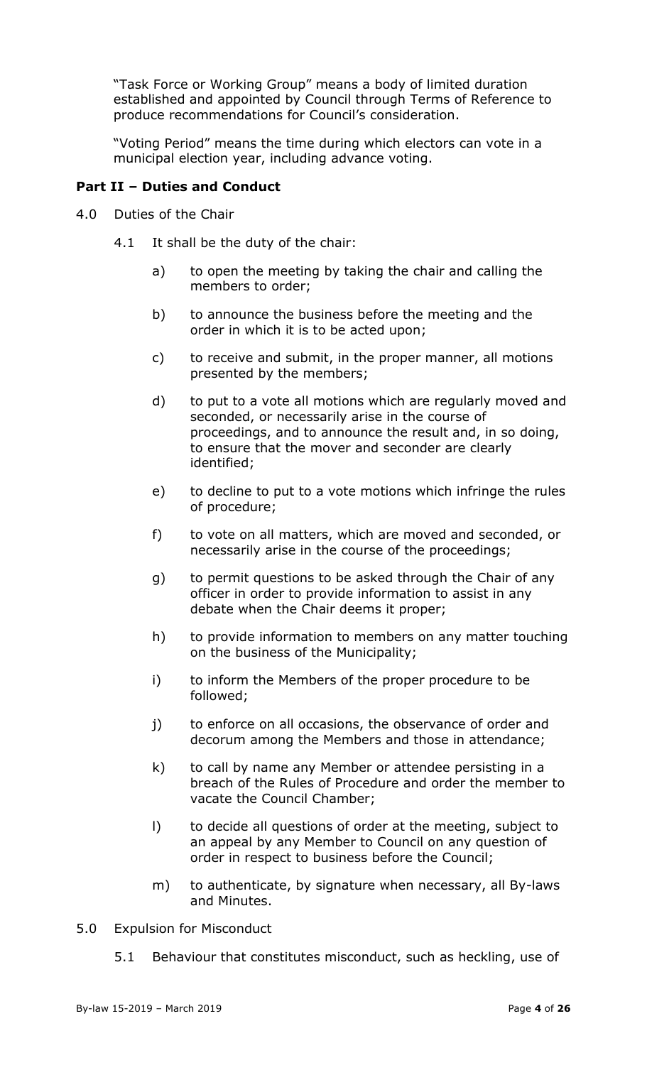"Task Force or Working Group" means a body of limited duration established and appointed by Council through Terms of Reference to produce recommendations for Council's consideration.

"Voting Period" means the time during which electors can vote in a municipal election year, including advance voting.

## Part II – Duties and Conduct

4.0 Duties of the Chair

4.1 It shall be the duty of the chair:

a) to open the meeting by taking the chair and calling the members to order;

b) to announce the business before the meeting and the order in which it is to be acted upon;

c) to receive and submit, in the proper manner, all motions presented by the members;

d) to put to a vote all motions which are regularly moved and seconded, or necessarily arise in the course of proceedings, and to announce the result and, in so doing, to ensure that the mover and seconder are clearly identified;

e) to decline to put to a vote motions which infringe the rules of procedure;

f) to vote on all matters, which are moved and seconded, or necessarily arise in the course of the proceedings;

g) to permit questions to be asked through the Chair of any officer in order to provide information to assist in any debate when the Chair deems it proper;

h) to provide information to members on any matter touching on the business of the Municipality;

i) to inform the Members of the proper procedure to be followed;

j) to enforce on all occasions, the observance of order and decorum among the Members and those in attendance;

k) to call by name any Member or attendee persisting in a breach of the Rules of Procedure and order the member to vacate the Council Chamber;

l) to decide all questions of order at the meeting, subject to an appeal by any Member to Council on any question of order in respect to business before the Council;

m) to authenticate, by signature when necessary, all By-laws and Minutes.

5.0 Expulsion for Misconduct

5.1 Behaviour that constitutes misconduct, such as heckling, use of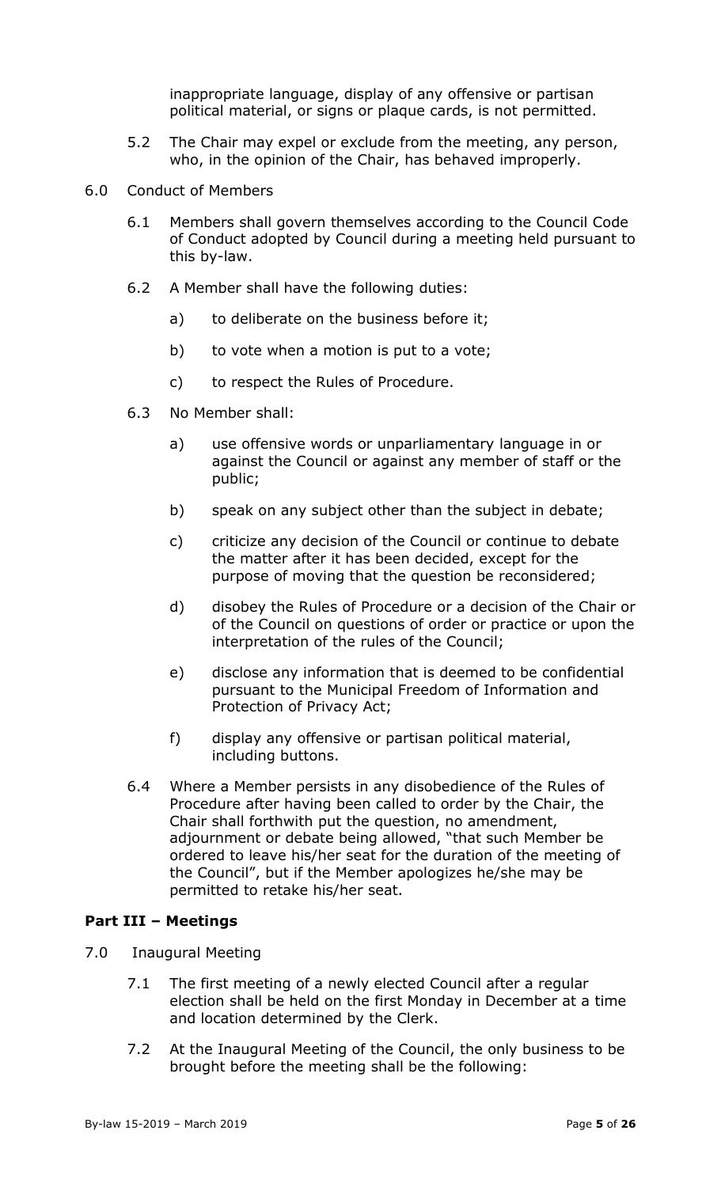inappropriate language, display of any offensive or partisan political material, or signs or plaque cards, is not permitted.

5.2 The Chair may expel or exclude from the meeting, any person, who, in the opinion of the Chair, has behaved improperly.

6.0 Conduct of Members

6.1 Members shall govern themselves according to the Council Code of Conduct adopted by Council during a meeting held pursuant to this by-law.

6.2 A Member shall have the following duties:

a) to deliberate on the business before it;

b) to vote when a motion is put to a vote;

c) to respect the Rules of Procedure.

6.3 No Member shall:

a) use offensive words or unparliamentary language in or against the Council or against any member of staff or the public;

b) speak on any subject other than the subject in debate;

c) criticize any decision of the Council or continue to debate the matter after it has been decided, except for the purpose of moving that the question be reconsidered;

d) disobey the Rules of Procedure or a decision of the Chair or of the Council on questions of order or practice or upon the interpretation of the rules of the Council;

e) disclose any information that is deemed to be confidential pursuant to the Municipal Freedom of Information and Protection of Privacy Act;

f) display any offensive or partisan political material, including buttons.

6.4 Where a Member persists in any disobedience of the Rules of Procedure after having been called to order by the Chair, the Chair shall forthwith put the question, no amendment, adjournment or debate being allowed, "that such Member be ordered to leave his/her seat for the duration of the meeting of the Council", but if the Member apologizes he/she may be permitted to retake his/her seat.

## Part III – Meetings

7.0 Inaugural Meeting

7.1 The first meeting of a newly elected Council after a regular election shall be held on the first Monday in December at a time and location determined by the Clerk.

7.2 At the Inaugural Meeting of the Council, the only business to be brought before the meeting shall be the following: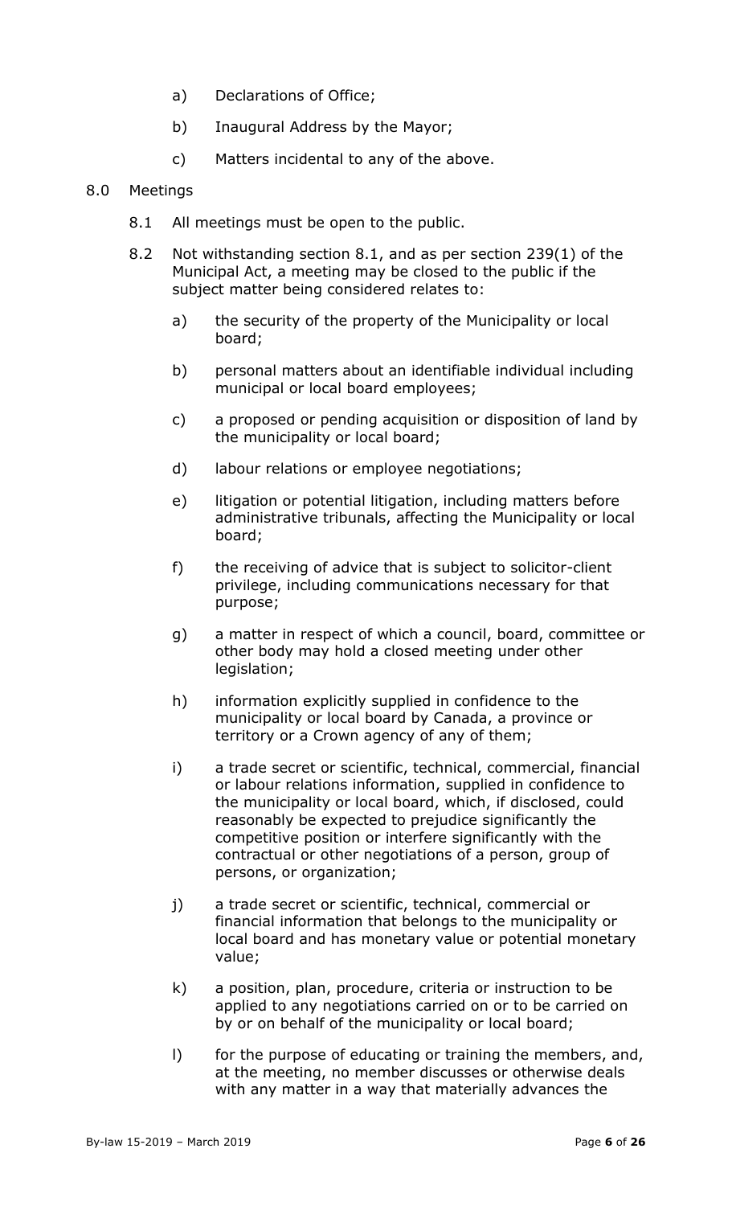a) Declarations of Office;

b) Inaugural Address by the Mayor;

c) Matters incidental to any of the above.

8.0 Meetings

8.1 All meetings must be open to the public.

8.2 Not withstanding section 8.1, and as per section 239(1) of the Municipal Act, a meeting may be closed to the public if the subject matter being considered relates to:

a) the security of the property of the Municipality or local board;

b) personal matters about an identifiable individual including municipal or local board employees;

c) a proposed or pending acquisition or disposition of land by the municipality or local board;

d) labour relations or employee negotiations;

e) litigation or potential litigation, including matters before administrative tribunals, affecting the Municipality or local board;

f) the receiving of advice that is subject to solicitor-client privilege, including communications necessary for that purpose;

g) a matter in respect of which a council, board, committee or other body may hold a closed meeting under other legislation;

h) information explicitly supplied in confidence to the municipality or local board by Canada, a province or territory or a Crown agency of any of them;

i) a trade secret or scientific, technical, commercial, financial or labour relations information, supplied in confidence to the municipality or local board, which, if disclosed, could reasonably be expected to prejudice significantly the competitive position or interfere significantly with the contractual or other negotiations of a person, group of persons, or organization;

j) a trade secret or scientific, technical, commercial or financial information that belongs to the municipality or local board and has monetary value or potential monetary value;

k) a position, plan, procedure, criteria or instruction to be applied to any negotiations carried on or to be carried on by or on behalf of the municipality or local board;

l) for the purpose of educating or training the members, and, at the meeting, no member discusses or otherwise deals with any matter in a way that materially advances the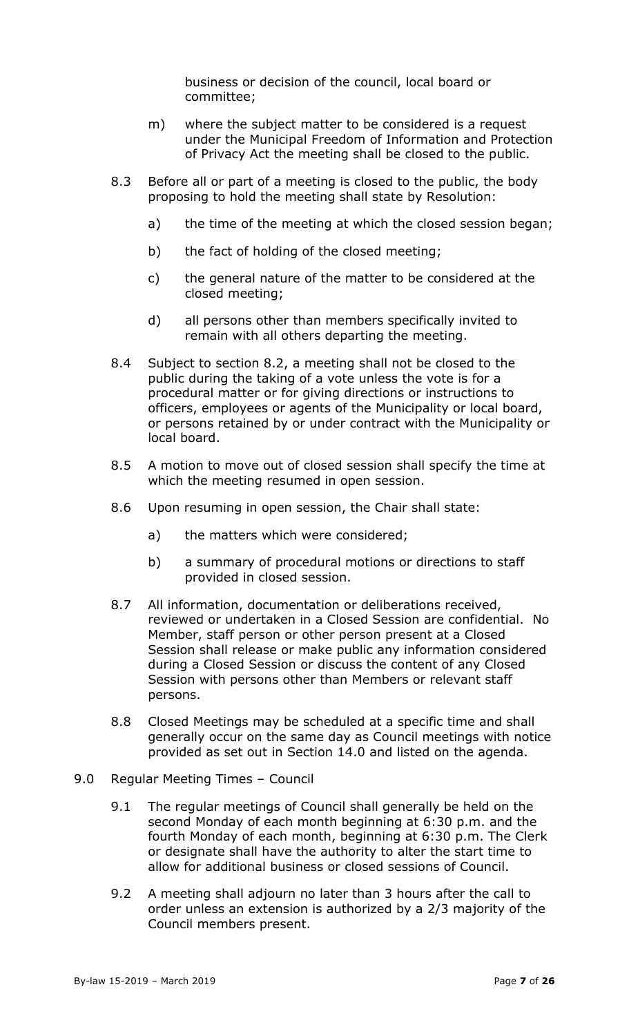business or decision of the council, local board or committee;

m) where the subject matter to be considered is a request under the Municipal Freedom of Information and Protection of Privacy Act the meeting shall be closed to the public.

8.3 Before all or part of a meeting is closed to the public, the body proposing to hold the meeting shall state by Resolution:

a) the time of the meeting at which the closed session began;

b) the fact of holding of the closed meeting;

c) the general nature of the matter to be considered at the closed meeting;

d) all persons other than members specifically invited to remain with all others departing the meeting.

8.4 Subject to section 8.2, a meeting shall not be closed to the public during the taking of a vote unless the vote is for a procedural matter or for giving directions or instructions to officers, employees or agents of the Municipality or local board, or persons retained by or under contract with the Municipality or local board.

8.5 A motion to move out of closed session shall specify the time at which the meeting resumed in open session.

8.6 Upon resuming in open session, the Chair shall state:

a) the matters which were considered;

b) a summary of procedural motions or directions to staff provided in closed session.

8.7 All information, documentation or deliberations received, reviewed or undertaken in a Closed Session are confidential. No Member, staff person or other person present at a Closed Session shall release or make public any information considered during a Closed Session or discuss the content of any Closed Session with persons other than Members or relevant staff persons.

8.8 Closed Meetings may be scheduled at a specific time and shall generally occur on the same day as Council meetings with notice provided as set out in Section 14.0 and listed on the agenda.

9.0 Regular Meeting Times – Council

9.1 The regular meetings of Council shall generally be held on the second Monday of each month beginning at 6:30 p.m. and the fourth Monday of each month, beginning at 6:30 p.m. The Clerk or designate shall have the authority to alter the start time to allow for additional business or closed sessions of Council.

9.2 A meeting shall adjourn no later than 3 hours after the call to order unless an extension is authorized by a 2/3 majority of the Council members present.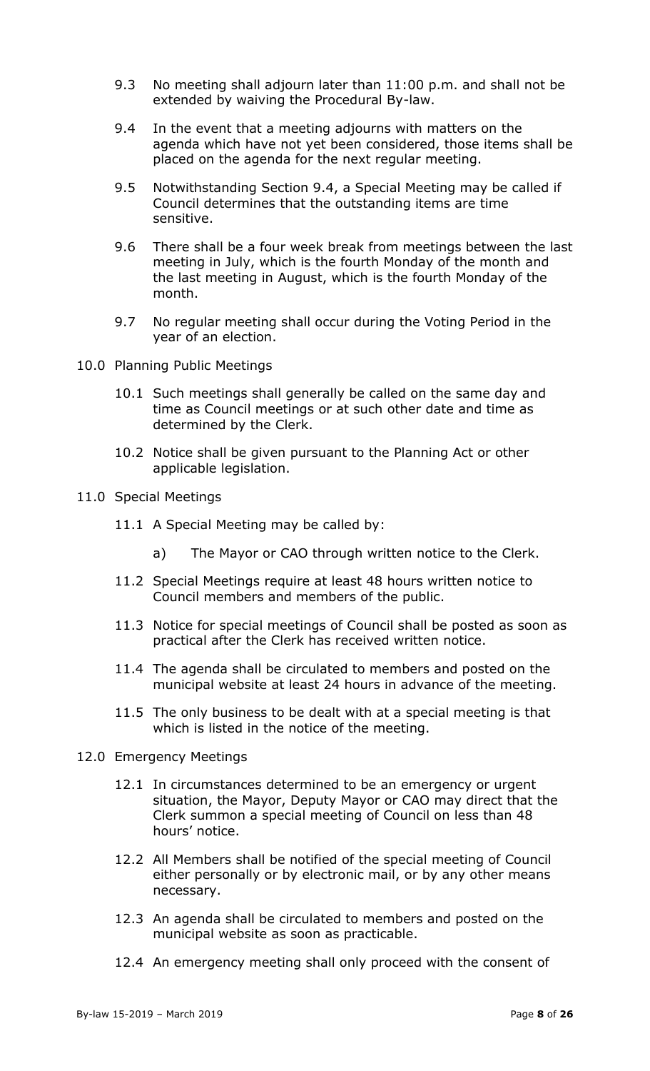9.3 No meeting shall adjourn later than 11:00 p.m. and shall not be extended by waiving the Procedural By-law.

9.4 In the event that a meeting adjourns with matters on the agenda which have not yet been considered, those items shall be placed on the agenda for the next regular meeting.

9.5 Notwithstanding Section 9.4, a Special Meeting may be called if Council determines that the outstanding items are time sensitive.

9.6 There shall be a four week break from meetings between the last meeting in July, which is the fourth Monday of the month and the last meeting in August, which is the fourth Monday of the month.

9.7 No regular meeting shall occur during the Voting Period in the year of an election.

## 10.0 Planning Public Meetings

10.1 Such meetings shall generally be called on the same day and time as Council meetings or at such other date and time as determined by the Clerk.

10.2 Notice shall be given pursuant to the Planning Act or other applicable legislation.

## 11.0 Special Meetings

11.1 A Special Meeting may be called by:

a) The Mayor or CAO through written notice to the Clerk.

11.2 Special Meetings require at least 48 hours written notice to Council members and members of the public.

11.3 Notice for special meetings of Council shall be posted as soon as practical after the Clerk has received written notice.

11.4 The agenda shall be circulated to members and posted on the municipal website at least 24 hours in advance of the meeting.

11.5 The only business to be dealt with at a special meeting is that which is listed in the notice of the meeting.

## 12.0 Emergency Meetings

12.1 In circumstances determined to be an emergency or urgent situation, the Mayor, Deputy Mayor or CAO may direct that the Clerk summon a special meeting of Council on less than 48 hours' notice.

12.2 All Members shall be notified of the special meeting of Council either personally or by electronic mail, or by any other means necessary.

12.3 An agenda shall be circulated to members and posted on the municipal website as soon as practicable.

12.4 An emergency meeting shall only proceed with the consent of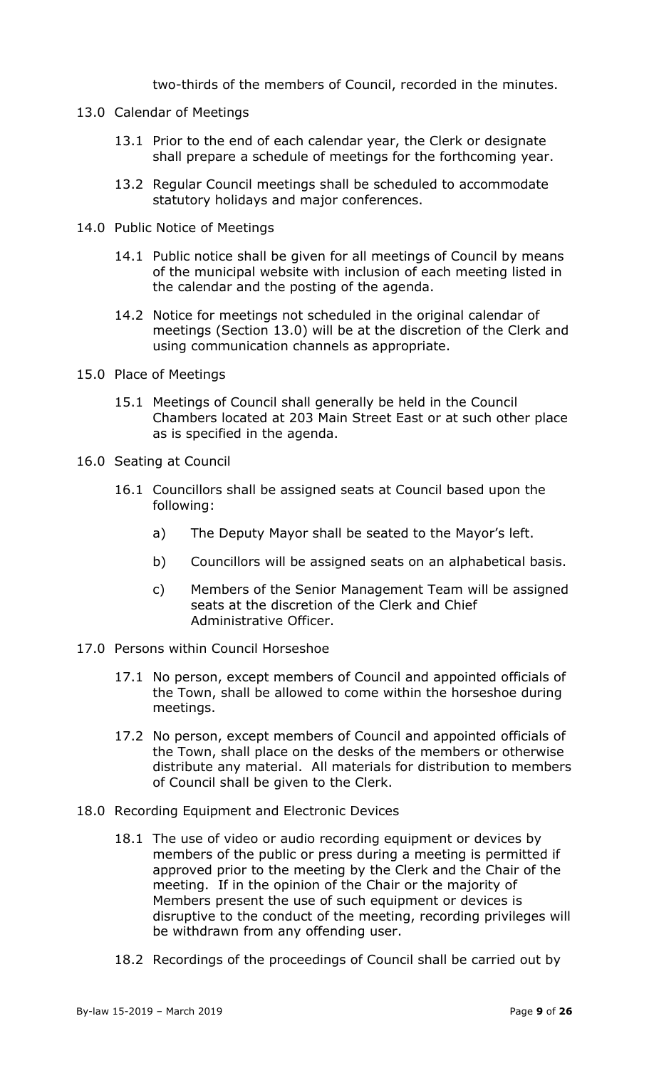two-thirds of the members of Council, recorded in the minutes.

## 13.0 Calendar of Meetings

13.1 Prior to the end of each calendar year, the Clerk or designate shall prepare a schedule of meetings for the forthcoming year.

13.2 Regular Council meetings shall be scheduled to accommodate statutory holidays and major conferences.

## 14.0 Public Notice of Meetings

14.1 Public notice shall be given for all meetings of Council by means of the municipal website with inclusion of each meeting listed in the calendar and the posting of the agenda.

14.2 Notice for meetings not scheduled in the original calendar of meetings (Section 13.0) will be at the discretion of the Clerk and using communication channels as appropriate.

## 15.0 Place of Meetings

15.1 Meetings of Council shall generally be held in the Council Chambers located at 203 Main Street East or at such other place as is specified in the agenda.

## 16.0 Seating at Council

16.1 Councillors shall be assigned seats at Council based upon the following:

a) The Deputy Mayor shall be seated to the Mayor's left.

b) Councillors will be assigned seats on an alphabetical basis.

c) Members of the Senior Management Team will be assigned seats at the discretion of the Clerk and Chief Administrative Officer.

## 17.0 Persons within Council Horseshoe

17.1 No person, except members of Council and appointed officials of the Town, shall be allowed to come within the horseshoe during meetings.

17.2 No person, except members of Council and appointed officials of the Town, shall place on the desks of the members or otherwise distribute any material. All materials for distribution to members of Council shall be given to the Clerk.

## 18.0 Recording Equipment and Electronic Devices

18.1 The use of video or audio recording equipment or devices by members of the public or press during a meeting is permitted if approved prior to the meeting by the Clerk and the Chair of the meeting. If in the opinion of the Chair or the majority of Members present the use of such equipment or devices is disruptive to the conduct of the meeting, recording privileges will be withdrawn from any offending user.

18.2 Recordings of the proceedings of Council shall be carried out by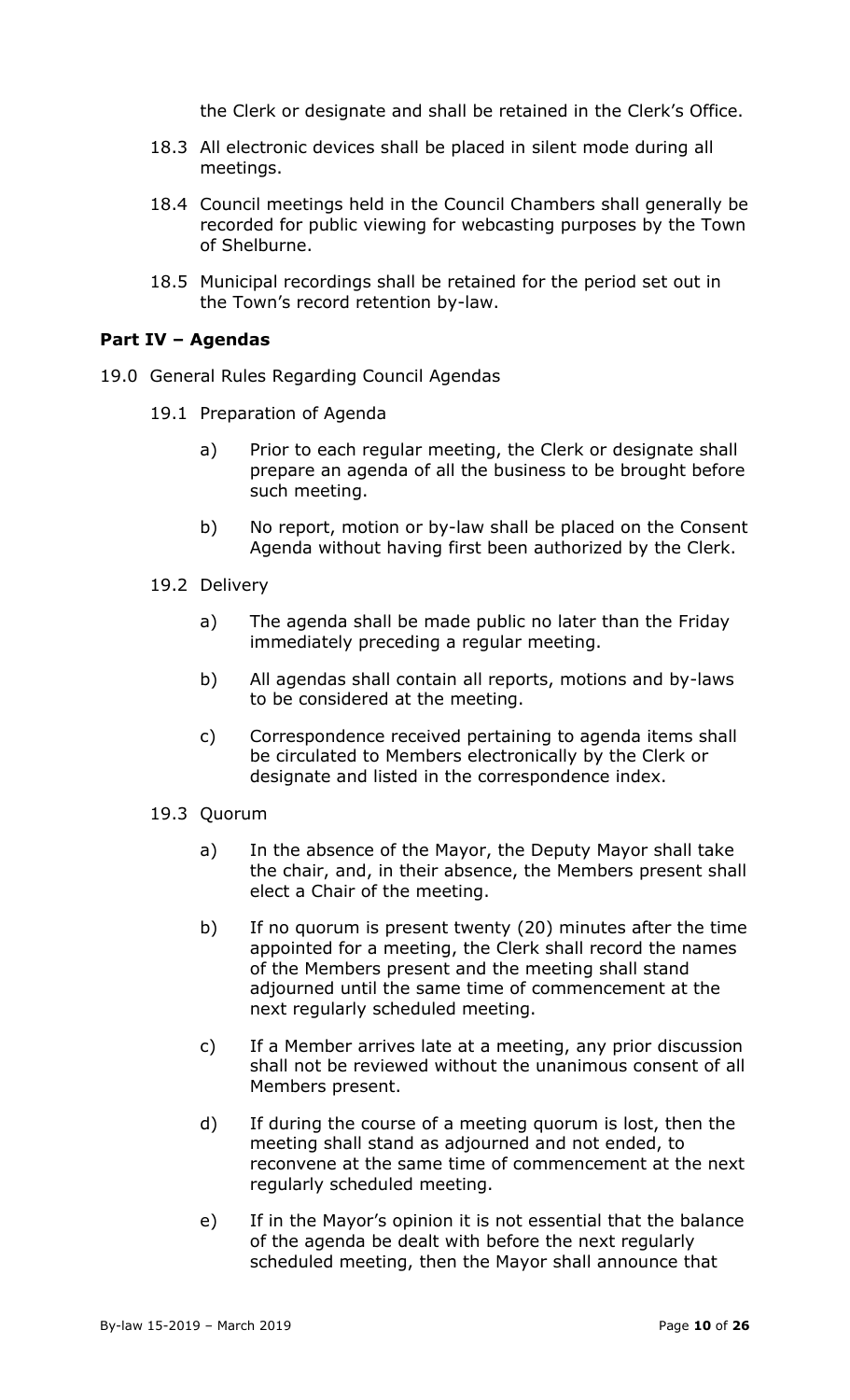the Clerk or designate and shall be retained in the Clerk's Office.

18.3 All electronic devices shall be placed in silent mode during all meetings.

18.4 Council meetings held in the Council Chambers shall generally be recorded for public viewing for webcasting purposes by the Town of Shelburne.

18.5 Municipal recordings shall be retained for the period set out in the Town's record retention by-law.

## Part IV – Agendas

19.0 General Rules Regarding Council Agendas

19.1 Preparation of Agenda

a) Prior to each regular meeting, the Clerk or designate shall prepare an agenda of all the business to be brought before such meeting.

b) No report, motion or by-law shall be placed on the Consent Agenda without having first been authorized by the Clerk.

19.2 Delivery

a) The agenda shall be made public no later than the Friday immediately preceding a regular meeting.

b) All agendas shall contain all reports, motions and by-laws to be considered at the meeting.

c) Correspondence received pertaining to agenda items shall be circulated to Members electronically by the Clerk or designate and listed in the correspondence index.

19.3 Quorum

a) In the absence of the Mayor, the Deputy Mayor shall take the chair, and, in their absence, the Members present shall elect a Chair of the meeting.

b) If no quorum is present twenty (20) minutes after the time appointed for a meeting, the Clerk shall record the names of the Members present and the meeting shall stand adjourned until the same time of commencement at the next regularly scheduled meeting.

c) If a Member arrives late at a meeting, any prior discussion shall not be reviewed without the unanimous consent of all Members present.

d) If during the course of a meeting quorum is lost, then the meeting shall stand as adjourned and not ended, to reconvene at the same time of commencement at the next regularly scheduled meeting.

e) If in the Mayor's opinion it is not essential that the balance of the agenda be dealt with before the next regularly scheduled meeting, then the Mayor shall announce that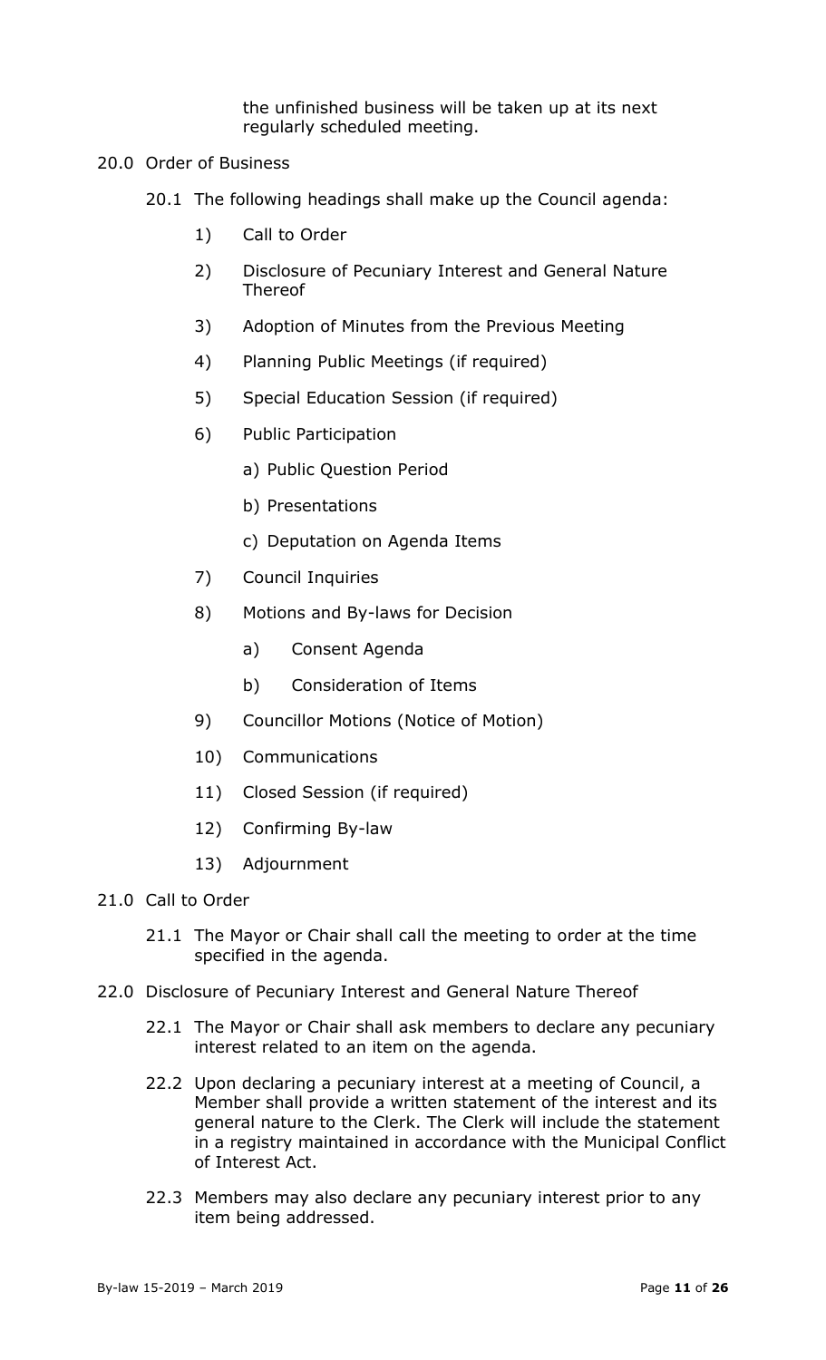the unfinished business will be taken up at its next regularly scheduled meeting.

## 20.0 Order of Business

20.1 The following headings shall make up the Council agenda:

1) Call to Order
2) Disclosure of Pecuniary Interest and General Nature Thereof
3) Adoption of Minutes from the Previous Meeting
4) Planning Public Meetings (if required)
5) Special Education Session (if required)
6) Public Participation
   a) Public Question Period
   b) Presentations
   c) Deputation on Agenda Items
7) Council Inquiries
8) Motions and By-laws for Decision
   a) Consent Agenda
   b) Consideration of Items
9) Councillor Motions (Notice of Motion)
10) Communications
11) Closed Session (if required)
12) Confirming By-law
13) Adjournment

## 21.0 Call to Order

21.1 The Mayor or Chair shall call the meeting to order at the time specified in the agenda.

## 22.0 Disclosure of Pecuniary Interest and General Nature Thereof

22.1 The Mayor or Chair shall ask members to declare any pecuniary interest related to an item on the agenda.

22.2 Upon declaring a pecuniary interest at a meeting of Council, a Member shall provide a written statement of the interest and its general nature to the Clerk. The Clerk will include the statement in a registry maintained in accordance with the Municipal Conflict of Interest Act.

22.3 Members may also declare any pecuniary interest prior to any item being addressed.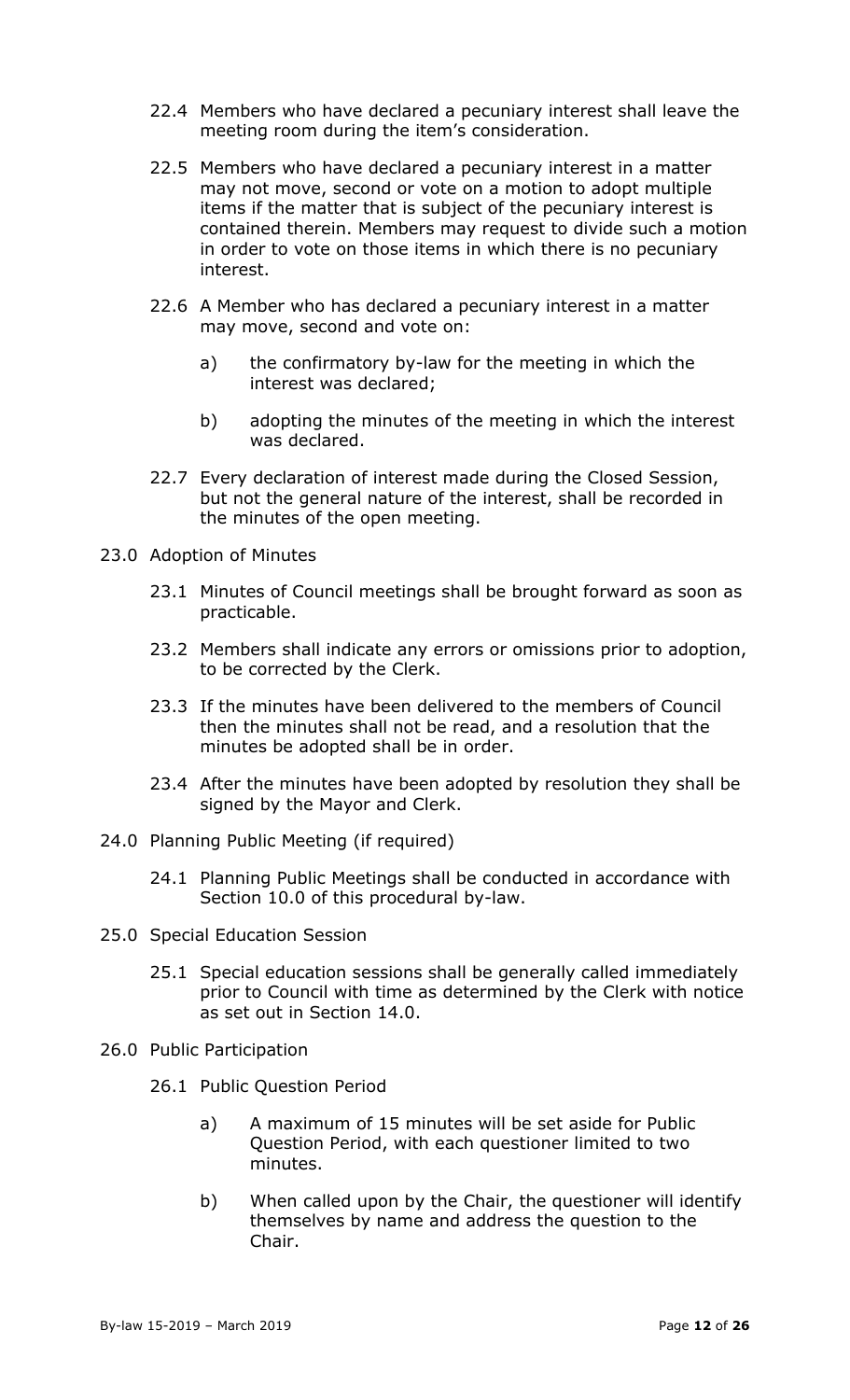22.4 Members who have declared a pecuniary interest shall leave the meeting room during the item's consideration.

22.5 Members who have declared a pecuniary interest in a matter may not move, second or vote on a motion to adopt multiple items if the matter that is subject of the pecuniary interest is contained therein. Members may request to divide such a motion in order to vote on those items in which there is no pecuniary interest.

22.6 A Member who has declared a pecuniary interest in a matter may move, second and vote on:

a) the confirmatory by-law for the meeting in which the interest was declared;

b) adopting the minutes of the meeting in which the interest was declared.

22.7 Every declaration of interest made during the Closed Session, but not the general nature of the interest, shall be recorded in the minutes of the open meeting.

## 23.0 Adoption of Minutes

23.1 Minutes of Council meetings shall be brought forward as soon as practicable.

23.2 Members shall indicate any errors or omissions prior to adoption, to be corrected by the Clerk.

23.3 If the minutes have been delivered to the members of Council then the minutes shall not be read, and a resolution that the minutes be adopted shall be in order.

23.4 After the minutes have been adopted by resolution they shall be signed by the Mayor and Clerk.

## 24.0 Planning Public Meeting (if required)

24.1 Planning Public Meetings shall be conducted in accordance with Section 10.0 of this procedural by-law.

## 25.0 Special Education Session

25.1 Special education sessions shall be generally called immediately prior to Council with time as determined by the Clerk with notice as set out in Section 14.0.

## 26.0 Public Participation

26.1 Public Question Period

a) A maximum of 15 minutes will be set aside for Public Question Period, with each questioner limited to two minutes.

b) When called upon by the Chair, the questioner will identify themselves by name and address the question to the Chair.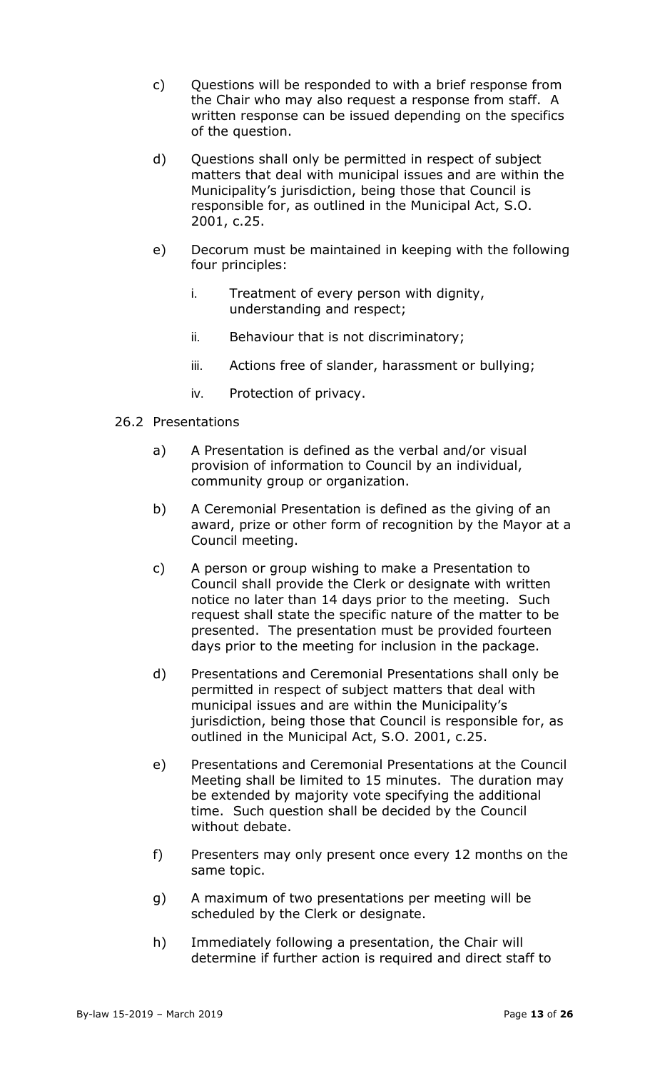c) Questions will be responded to with a brief response from the Chair who may also request a response from staff. A written response can be issued depending on the specifics of the question.

d) Questions shall only be permitted in respect of subject matters that deal with municipal issues and are within the Municipality's jurisdiction, being those that Council is responsible for, as outlined in the Municipal Act, S.O. 2001, c.25.

e) Decorum must be maintained in keeping with the following four principles:

   i. Treatment of every person with dignity, understanding and respect;

   ii. Behaviour that is not discriminatory;

   iii. Actions free of slander, harassment or bullying;

   iv. Protection of privacy.

26.2 Presentations

a) A Presentation is defined as the verbal and/or visual provision of information to Council by an individual, community group or organization.

b) A Ceremonial Presentation is defined as the giving of an award, prize or other form of recognition by the Mayor at a Council meeting.

c) A person or group wishing to make a Presentation to Council shall provide the Clerk or designate with written notice no later than 14 days prior to the meeting. Such request shall state the specific nature of the matter to be presented. The presentation must be provided fourteen days prior to the meeting for inclusion in the package.

d) Presentations and Ceremonial Presentations shall only be permitted in respect of subject matters that deal with municipal issues and are within the Municipality's jurisdiction, being those that Council is responsible for, as outlined in the Municipal Act, S.O. 2001, c.25.

e) Presentations and Ceremonial Presentations at the Council Meeting shall be limited to 15 minutes. The duration may be extended by majority vote specifying the additional time. Such question shall be decided by the Council without debate.

f) Presenters may only present once every 12 months on the same topic.

g) A maximum of two presentations per meeting will be scheduled by the Clerk or designate.

h) Immediately following a presentation, the Chair will determine if further action is required and direct staff to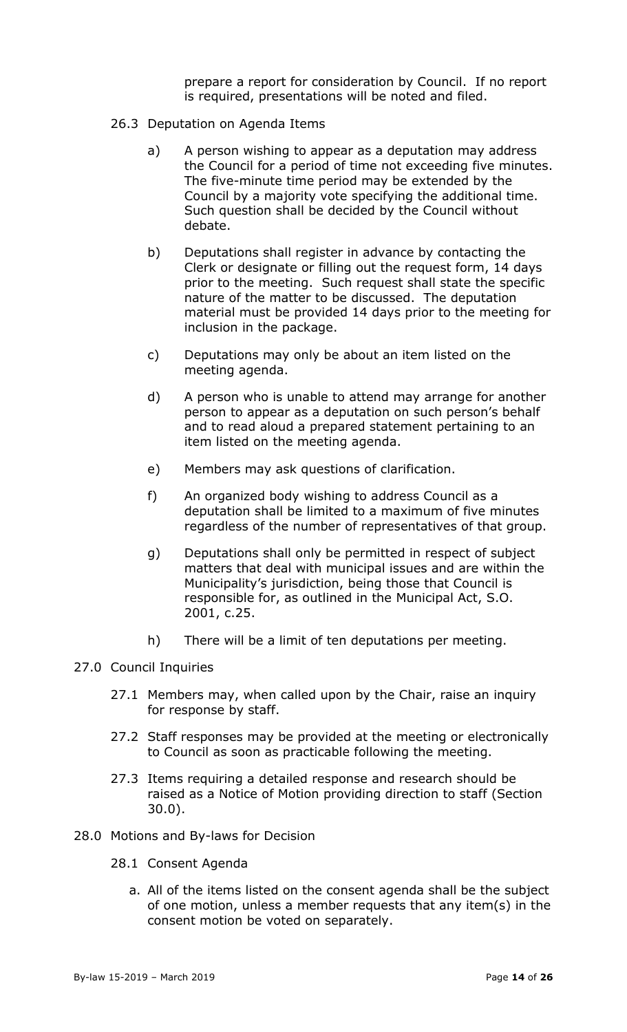prepare a report for consideration by Council. If no report is required, presentations will be noted and filed.

26.3 Deputation on Agenda Items

a) A person wishing to appear as a deputation may address the Council for a period of time not exceeding five minutes. The five-minute time period may be extended by the Council by a majority vote specifying the additional time. Such question shall be decided by the Council without debate.

b) Deputations shall register in advance by contacting the Clerk or designate or filling out the request form, 14 days prior to the meeting. Such request shall state the specific nature of the matter to be discussed. The deputation material must be provided 14 days prior to the meeting for inclusion in the package.

c) Deputations may only be about an item listed on the meeting agenda.

d) A person who is unable to attend may arrange for another person to appear as a deputation on such person's behalf and to read aloud a prepared statement pertaining to an item listed on the meeting agenda.

e) Members may ask questions of clarification.

f) An organized body wishing to address Council as a deputation shall be limited to a maximum of five minutes regardless of the number of representatives of that group.

g) Deputations shall only be permitted in respect of subject matters that deal with municipal issues and are within the Municipality's jurisdiction, being those that Council is responsible for, as outlined in the Municipal Act, S.O. 2001, c.25.

h) There will be a limit of ten deputations per meeting.

27.0 Council Inquiries

27.1 Members may, when called upon by the Chair, raise an inquiry for response by staff.

27.2 Staff responses may be provided at the meeting or electronically to Council as soon as practicable following the meeting.

27.3 Items requiring a detailed response and research should be raised as a Notice of Motion providing direction to staff (Section 30.0).

28.0 Motions and By-laws for Decision

28.1 Consent Agenda

a. All of the items listed on the consent agenda shall be the subject of one motion, unless a member requests that any item(s) in the consent motion be voted on separately.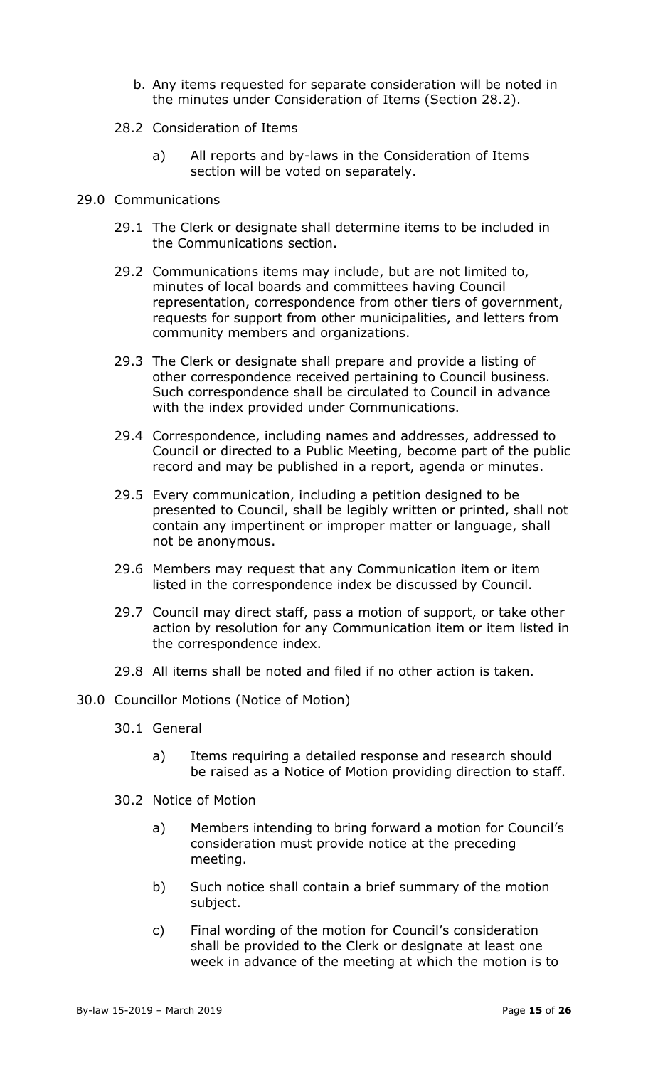b. Any items requested for separate consideration will be noted in the minutes under Consideration of Items (Section 28.2).

28.2 Consideration of Items

a) All reports and by-laws in the Consideration of Items section will be voted on separately.

## 29.0 Communications

29.1 The Clerk or designate shall determine items to be included in the Communications section.

29.2 Communications items may include, but are not limited to, minutes of local boards and committees having Council representation, correspondence from other tiers of government, requests for support from other municipalities, and letters from community members and organizations.

29.3 The Clerk or designate shall prepare and provide a listing of other correspondence received pertaining to Council business. Such correspondence shall be circulated to Council in advance with the index provided under Communications.

29.4 Correspondence, including names and addresses, addressed to Council or directed to a Public Meeting, become part of the public record and may be published in a report, agenda or minutes.

29.5 Every communication, including a petition designed to be presented to Council, shall be legibly written or printed, shall not contain any impertinent or improper matter or language, shall not be anonymous.

29.6 Members may request that any Communication item or item listed in the correspondence index be discussed by Council.

29.7 Council may direct staff, pass a motion of support, or take other action by resolution for any Communication item or item listed in the correspondence index.

29.8 All items shall be noted and filed if no other action is taken.

## 30.0 Councillor Motions (Notice of Motion)

30.1 General

a) Items requiring a detailed response and research should be raised as a Notice of Motion providing direction to staff.

30.2 Notice of Motion

a) Members intending to bring forward a motion for Council's consideration must provide notice at the preceding meeting.

b) Such notice shall contain a brief summary of the motion subject.

c) Final wording of the motion for Council's consideration shall be provided to the Clerk or designate at least one week in advance of the meeting at which the motion is to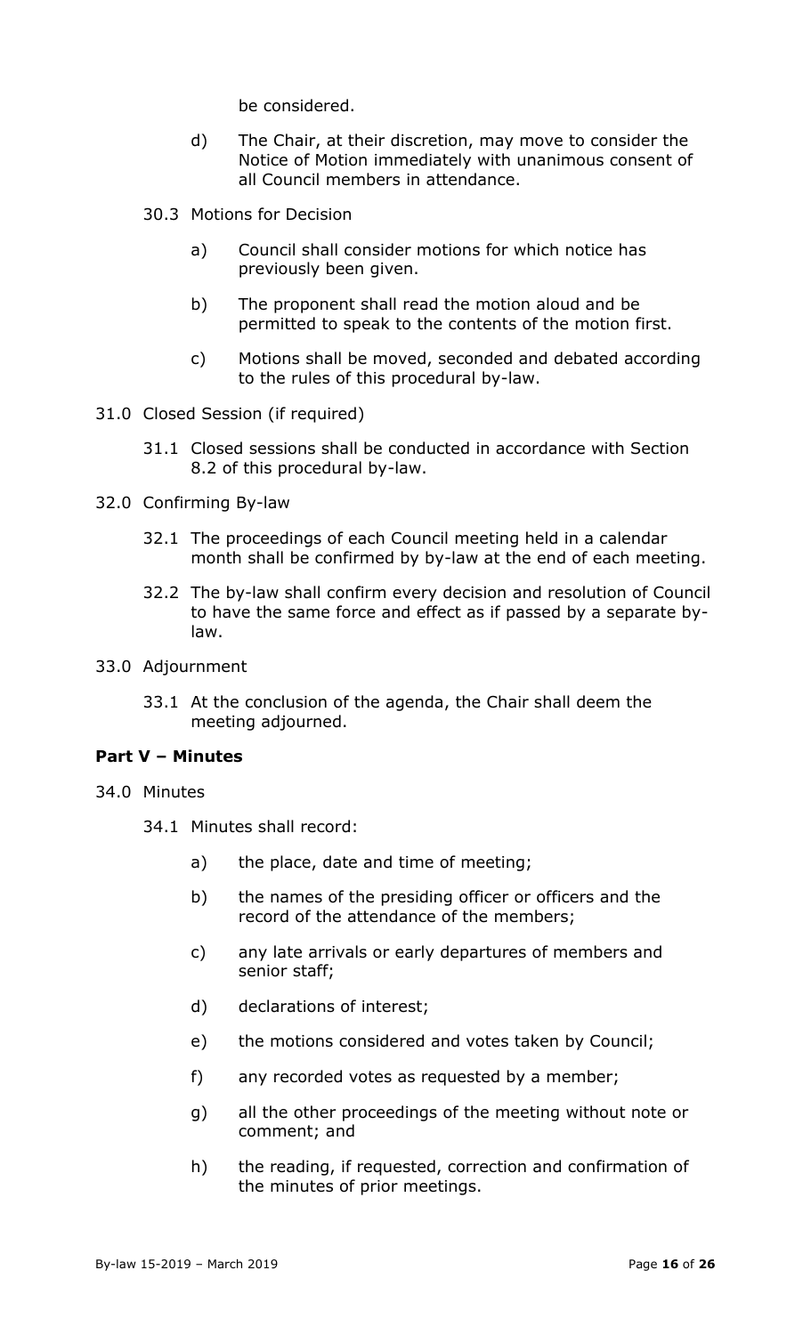be considered.

d) The Chair, at their discretion, may move to consider the Notice of Motion immediately with unanimous consent of all Council members in attendance.

30.3 Motions for Decision

a) Council shall consider motions for which notice has previously been given.

b) The proponent shall read the motion aloud and be permitted to speak to the contents of the motion first.

c) Motions shall be moved, seconded and debated according to the rules of this procedural by-law.

31.0 Closed Session (if required)

31.1 Closed sessions shall be conducted in accordance with Section 8.2 of this procedural by-law.

32.0 Confirming By-law

32.1 The proceedings of each Council meeting held in a calendar month shall be confirmed by by-law at the end of each meeting.

32.2 The by-law shall confirm every decision and resolution of Council to have the same force and effect as if passed by a separate by-law.

33.0 Adjournment

33.1 At the conclusion of the agenda, the Chair shall deem the meeting adjourned.

**Part V – Minutes**

34.0 Minutes

34.1 Minutes shall record:

a) the place, date and time of meeting;

b) the names of the presiding officer or officers and the record of the attendance of the members;

c) any late arrivals or early departures of members and senior staff;

d) declarations of interest;

e) the motions considered and votes taken by Council;

f) any recorded votes as requested by a member;

g) all the other proceedings of the meeting without note or comment; and

h) the reading, if requested, correction and confirmation of the minutes of prior meetings.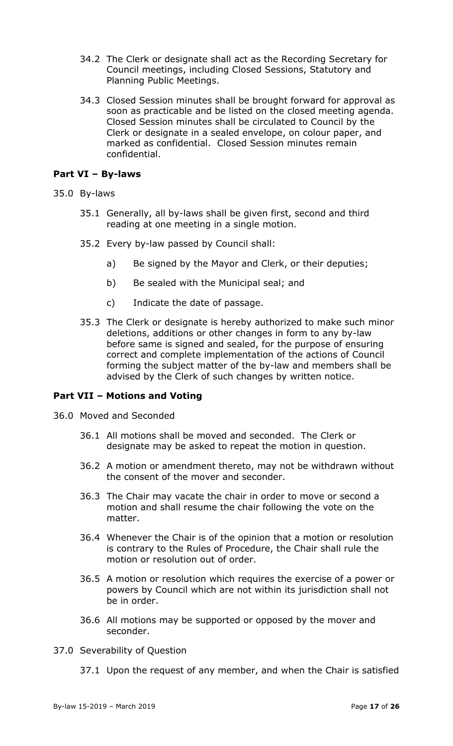34.2 The Clerk or designate shall act as the Recording Secretary for Council meetings, including Closed Sessions, Statutory and Planning Public Meetings.

34.3 Closed Session minutes shall be brought forward for approval as soon as practicable and be listed on the closed meeting agenda. Closed Session minutes shall be circulated to Council by the Clerk or designate in a sealed envelope, on colour paper, and marked as confidential. Closed Session minutes remain confidential.

## Part VI – By-laws

35.0 By-laws

35.1 Generally, all by-laws shall be given first, second and third reading at one meeting in a single motion.

35.2 Every by-law passed by Council shall:

a) Be signed by the Mayor and Clerk, or their deputies;

b) Be sealed with the Municipal seal; and

c) Indicate the date of passage.

35.3 The Clerk or designate is hereby authorized to make such minor deletions, additions or other changes in form to any by-law before same is signed and sealed, for the purpose of ensuring correct and complete implementation of the actions of Council forming the subject matter of the by-law and members shall be advised by the Clerk of such changes by written notice.

## Part VII – Motions and Voting

36.0 Moved and Seconded

36.1 All motions shall be moved and seconded. The Clerk or designate may be asked to repeat the motion in question.

36.2 A motion or amendment thereto, may not be withdrawn without the consent of the mover and seconder.

36.3 The Chair may vacate the chair in order to move or second a motion and shall resume the chair following the vote on the matter.

36.4 Whenever the Chair is of the opinion that a motion or resolution is contrary to the Rules of Procedure, the Chair shall rule the motion or resolution out of order.

36.5 A motion or resolution which requires the exercise of a power or powers by Council which are not within its jurisdiction shall not be in order.

36.6 All motions may be supported or opposed by the mover and seconder.

37.0 Severability of Question

37.1 Upon the request of any member, and when the Chair is satisfied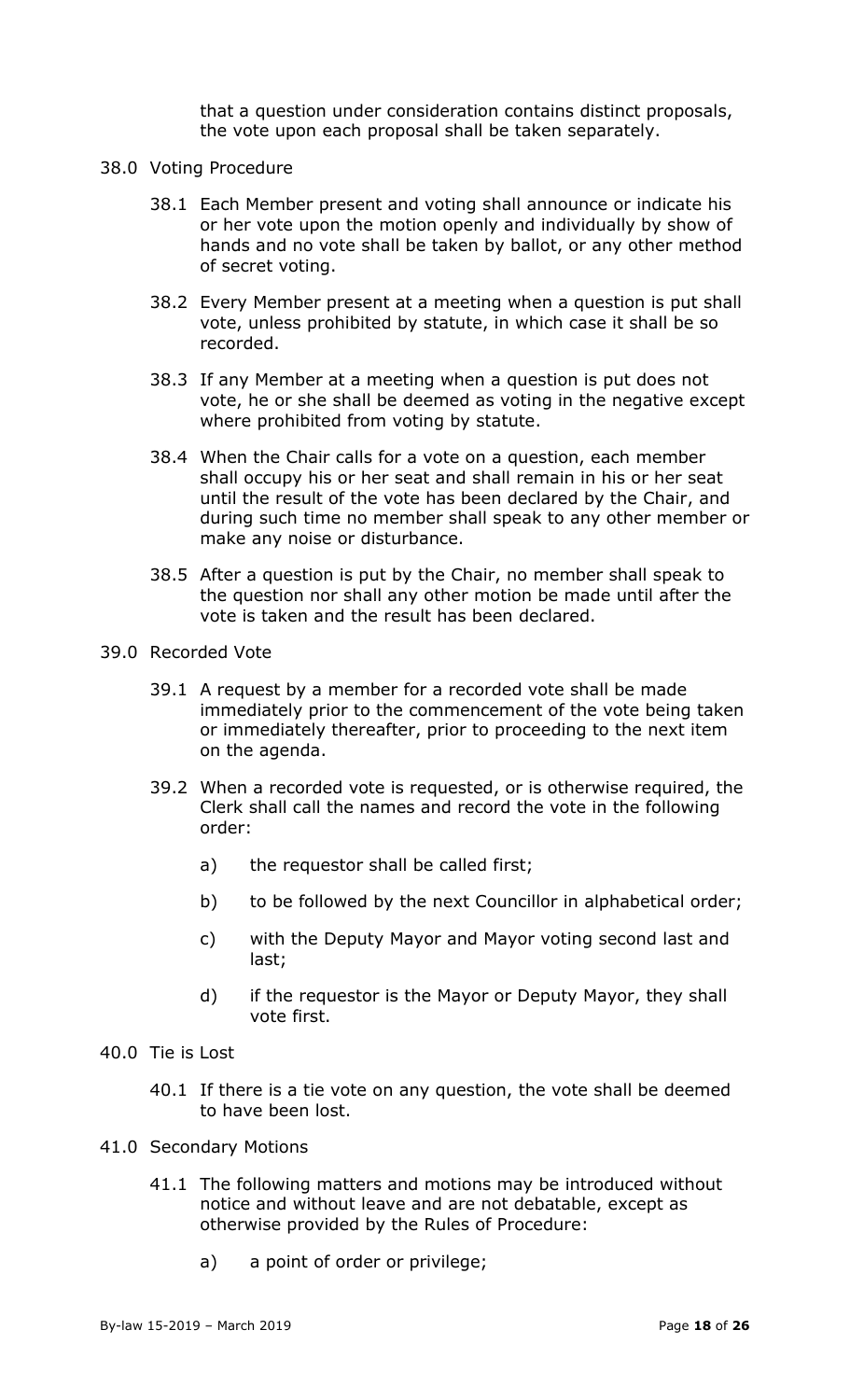that a question under consideration contains distinct proposals, the vote upon each proposal shall be taken separately.

38.0 Voting Procedure

38.1 Each Member present and voting shall announce or indicate his or her vote upon the motion openly and individually by show of hands and no vote shall be taken by ballot, or any other method of secret voting.

38.2 Every Member present at a meeting when a question is put shall vote, unless prohibited by statute, in which case it shall be so recorded.

38.3 If any Member at a meeting when a question is put does not vote, he or she shall be deemed as voting in the negative except where prohibited from voting by statute.

38.4 When the Chair calls for a vote on a question, each member shall occupy his or her seat and shall remain in his or her seat until the result of the vote has been declared by the Chair, and during such time no member shall speak to any other member or make any noise or disturbance.

38.5 After a question is put by the Chair, no member shall speak to the question nor shall any other motion be made until after the vote is taken and the result has been declared.

39.0 Recorded Vote

39.1 A request by a member for a recorded vote shall be made immediately prior to the commencement of the vote being taken or immediately thereafter, prior to proceeding to the next item on the agenda.

39.2 When a recorded vote is requested, or is otherwise required, the Clerk shall call the names and record the vote in the following order:

a) the requestor shall be called first;

b) to be followed by the next Councillor in alphabetical order;

c) with the Deputy Mayor and Mayor voting second last and last;

d) if the requestor is the Mayor or Deputy Mayor, they shall vote first.

40.0 Tie is Lost

40.1 If there is a tie vote on any question, the vote shall be deemed to have been lost.

41.0 Secondary Motions

41.1 The following matters and motions may be introduced without notice and without leave and are not debatable, except as otherwise provided by the Rules of Procedure:

a) a point of order or privilege;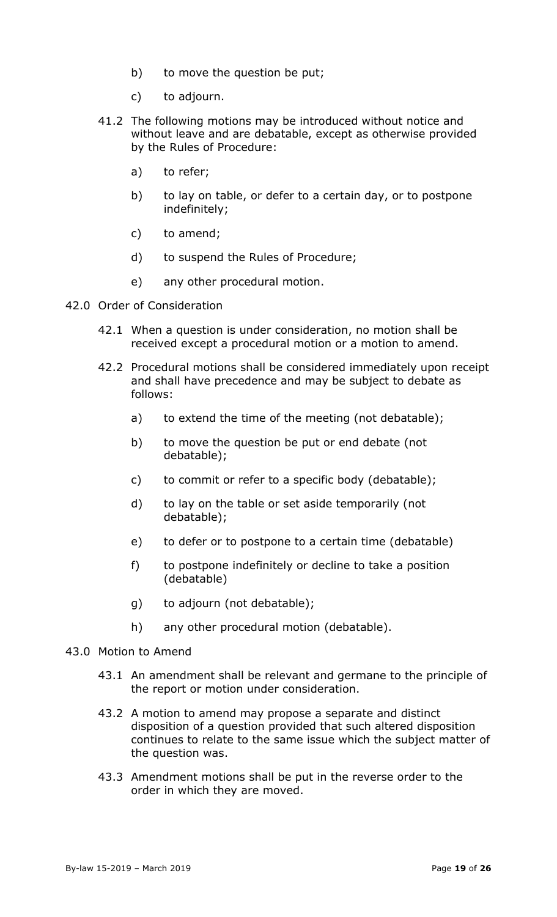b) to move the question be put;

c) to adjourn.

41.2 The following motions may be introduced without notice and without leave and are debatable, except as otherwise provided by the Rules of Procedure:

a) to refer;

b) to lay on table, or defer to a certain day, or to postpone indefinitely;

c) to amend;

d) to suspend the Rules of Procedure;

e) any other procedural motion.

## 42.0 Order of Consideration

42.1 When a question is under consideration, no motion shall be received except a procedural motion or a motion to amend.

42.2 Procedural motions shall be considered immediately upon receipt and shall have precedence and may be subject to debate as follows:

a) to extend the time of the meeting (not debatable);

b) to move the question be put or end debate (not debatable);

c) to commit or refer to a specific body (debatable);

d) to lay on the table or set aside temporarily (not debatable);

e) to defer or to postpone to a certain time (debatable)

f) to postpone indefinitely or decline to take a position (debatable)

g) to adjourn (not debatable);

h) any other procedural motion (debatable).

## 43.0 Motion to Amend

43.1 An amendment shall be relevant and germane to the principle of the report or motion under consideration.

43.2 A motion to amend may propose a separate and distinct disposition of a question provided that such altered disposition continues to relate to the same issue which the subject matter of the question was.

43.3 Amendment motions shall be put in the reverse order to the order in which they are moved.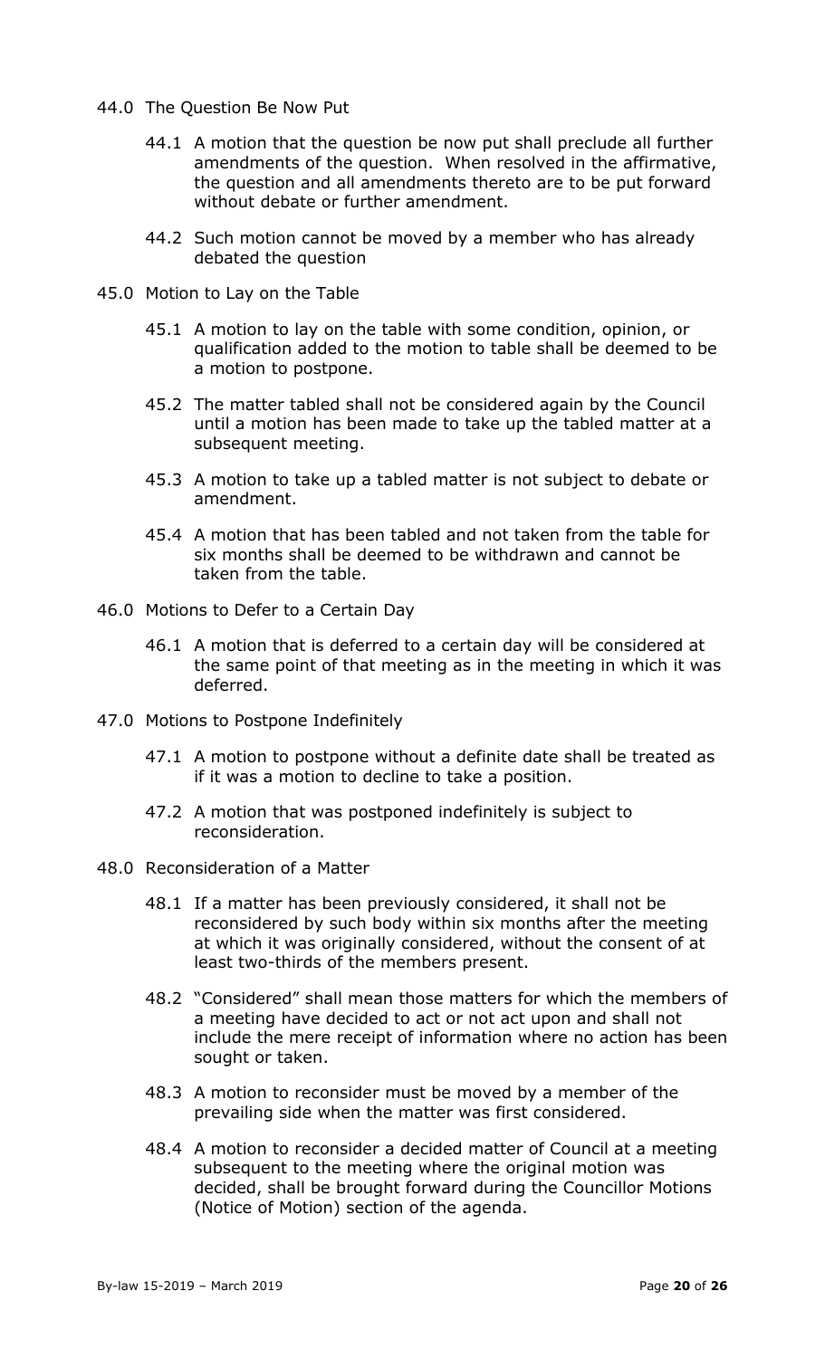## 44.0 The Question Be Now Put

44.1 A motion that the question be now put shall preclude all further amendments of the question. When resolved in the affirmative, the question and all amendments thereto are to be put forward without debate or further amendment.

44.2 Such motion cannot be moved by a member who has already debated the question

## 45.0 Motion to Lay on the Table

45.1 A motion to lay on the table with some condition, opinion, or qualification added to the motion to table shall be deemed to be a motion to postpone.

45.2 The matter tabled shall not be considered again by the Council until a motion has been made to take up the tabled matter at a subsequent meeting.

45.3 A motion to take up a tabled matter is not subject to debate or amendment.

45.4 A motion that has been tabled and not taken from the table for six months shall be deemed to be withdrawn and cannot be taken from the table.

## 46.0 Motions to Defer to a Certain Day

46.1 A motion that is deferred to a certain day will be considered at the same point of that meeting as in the meeting in which it was deferred.

## 47.0 Motions to Postpone Indefinitely

47.1 A motion to postpone without a definite date shall be treated as if it was a motion to decline to take a position.

47.2 A motion that was postponed indefinitely is subject to reconsideration.

## 48.0 Reconsideration of a Matter

48.1 If a matter has been previously considered, it shall not be reconsidered by such body within six months after the meeting at which it was originally considered, without the consent of at least two-thirds of the members present.

48.2 "Considered" shall mean those matters for which the members of a meeting have decided to act or not act upon and shall not include the mere receipt of information where no action has been sought or taken.

48.3 A motion to reconsider must be moved by a member of the prevailing side when the matter was first considered.

48.4 A motion to reconsider a decided matter of Council at a meeting subsequent to the meeting where the original motion was decided, shall be brought forward during the Councillor Motions (Notice of Motion) section of the agenda.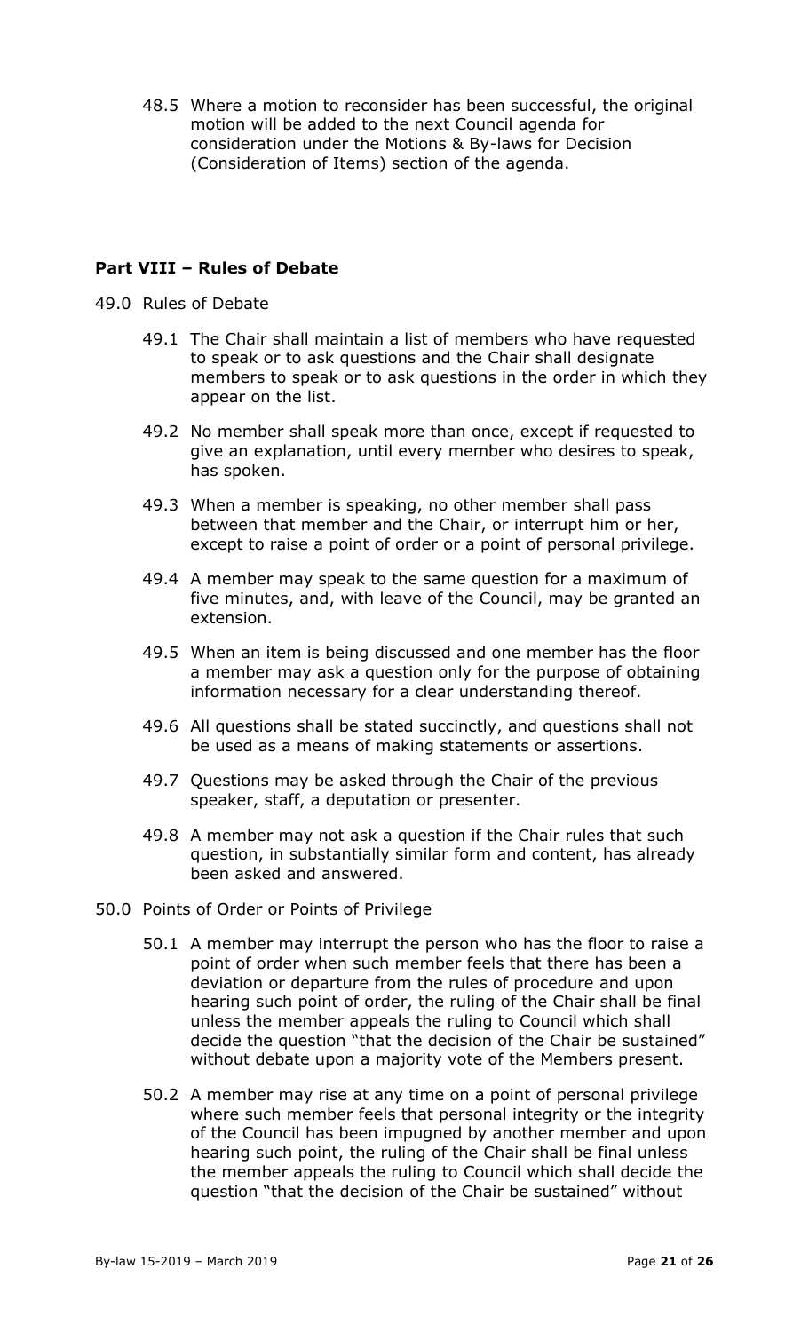48.5 Where a motion to reconsider has been successful, the original motion will be added to the next Council agenda for consideration under the Motions & By-laws for Decision (Consideration of Items) section of the agenda.

## Part VIII – Rules of Debate

49.0 Rules of Debate

49.1 The Chair shall maintain a list of members who have requested to speak or to ask questions and the Chair shall designate members to speak or to ask questions in the order in which they appear on the list.

49.2 No member shall speak more than once, except if requested to give an explanation, until every member who desires to speak, has spoken.

49.3 When a member is speaking, no other member shall pass between that member and the Chair, or interrupt him or her, except to raise a point of order or a point of personal privilege.

49.4 A member may speak to the same question for a maximum of five minutes, and, with leave of the Council, may be granted an extension.

49.5 When an item is being discussed and one member has the floor a member may ask a question only for the purpose of obtaining information necessary for a clear understanding thereof.

49.6 All questions shall be stated succinctly, and questions shall not be used as a means of making statements or assertions.

49.7 Questions may be asked through the Chair of the previous speaker, staff, a deputation or presenter.

49.8 A member may not ask a question if the Chair rules that such question, in substantially similar form and content, has already been asked and answered.

50.0 Points of Order or Points of Privilege

50.1 A member may interrupt the person who has the floor to raise a point of order when such member feels that there has been a deviation or departure from the rules of procedure and upon hearing such point of order, the ruling of the Chair shall be final unless the member appeals the ruling to Council which shall decide the question "that the decision of the Chair be sustained" without debate upon a majority vote of the Members present.

50.2 A member may rise at any time on a point of personal privilege where such member feels that personal integrity or the integrity of the Council has been impugned by another member and upon hearing such point, the ruling of the Chair shall be final unless the member appeals the ruling to Council which shall decide the question "that the decision of the Chair be sustained" without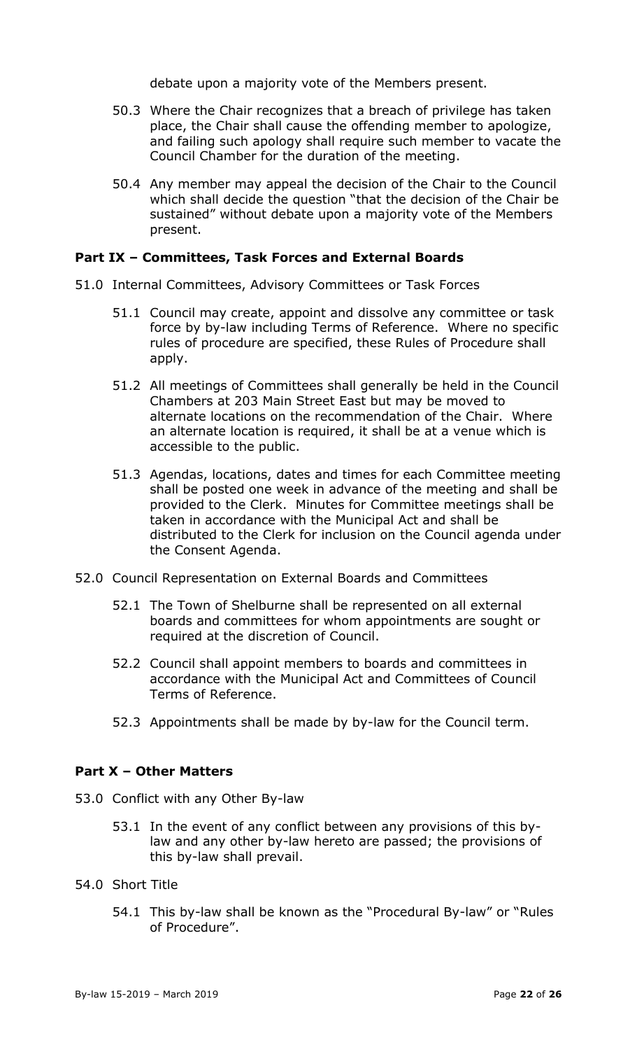debate upon a majority vote of the Members present.

50.3 Where the Chair recognizes that a breach of privilege has taken place, the Chair shall cause the offending member to apologize, and failing such apology shall require such member to vacate the Council Chamber for the duration of the meeting.

50.4 Any member may appeal the decision of the Chair to the Council which shall decide the question "that the decision of the Chair be sustained" without debate upon a majority vote of the Members present.

**Part IX – Committees, Task Forces and External Boards**

51.0 Internal Committees, Advisory Committees or Task Forces

51.1 Council may create, appoint and dissolve any committee or task force by by-law including Terms of Reference. Where no specific rules of procedure are specified, these Rules of Procedure shall apply.

51.2 All meetings of Committees shall generally be held in the Council Chambers at 203 Main Street East but may be moved to alternate locations on the recommendation of the Chair. Where an alternate location is required, it shall be at a venue which is accessible to the public.

51.3 Agendas, locations, dates and times for each Committee meeting shall be posted one week in advance of the meeting and shall be provided to the Clerk. Minutes for Committee meetings shall be taken in accordance with the Municipal Act and shall be distributed to the Clerk for inclusion on the Council agenda under the Consent Agenda.

52.0 Council Representation on External Boards and Committees

52.1 The Town of Shelburne shall be represented on all external boards and committees for whom appointments are sought or required at the discretion of Council.

52.2 Council shall appoint members to boards and committees in accordance with the Municipal Act and Committees of Council Terms of Reference.

52.3 Appointments shall be made by by-law for the Council term.

**Part X – Other Matters**

53.0 Conflict with any Other By-law

53.1 In the event of any conflict between any provisions of this by-law and any other by-law hereto are passed; the provisions of this by-law shall prevail.

54.0 Short Title

54.1 This by-law shall be known as the "Procedural By-law" or "Rules of Procedure".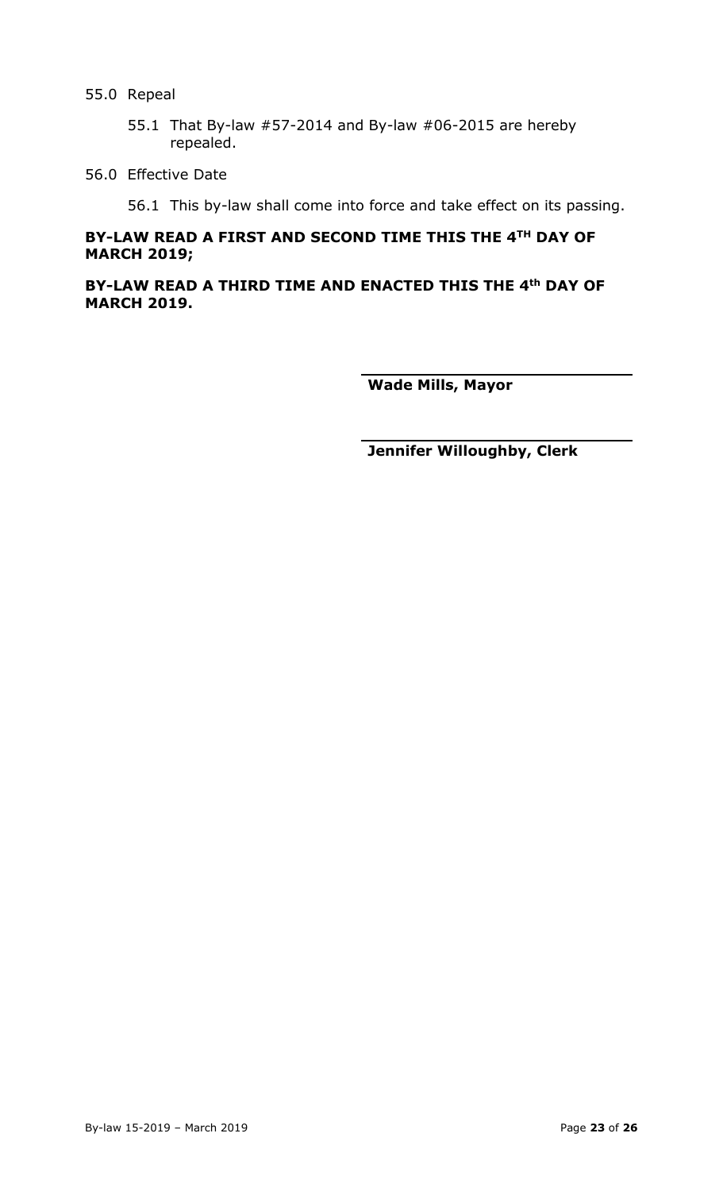55.0 Repeal

55.1 That By-law #57-2014 and By-law #06-2015 are hereby repealed.

56.0 Effective Date

56.1 This by-law shall come into force and take effect on its passing.

**BY-LAW READ A FIRST AND SECOND TIME THIS THE 4TH DAY OF MARCH 2019;**

**BY-LAW READ A THIRD TIME AND ENACTED THIS THE 4th DAY OF MARCH 2019.**

**Wade Mills, Mayor**

**Jennifer Willoughby, Clerk**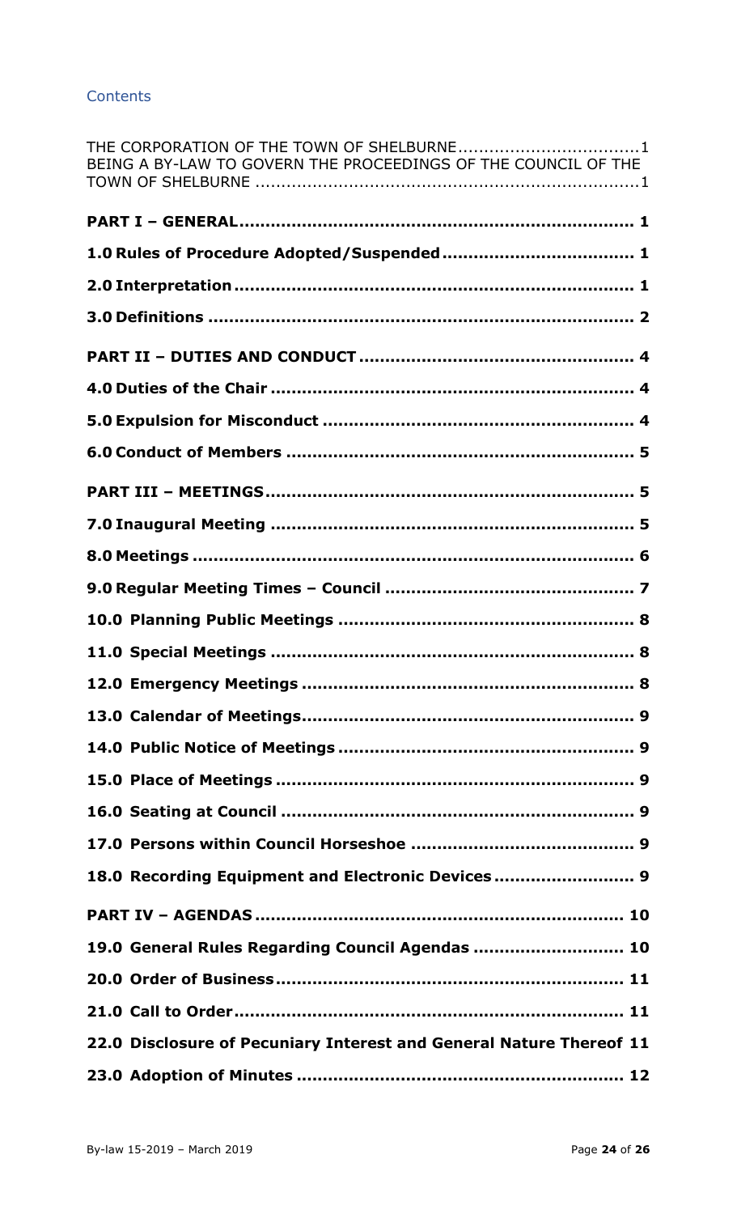Contents

THE CORPORATION OF THE TOWN OF SHELBURNE....................................1
BEING A BY-LAW TO GOVERN THE PROCEEDINGS OF THE COUNCIL OF THE TOWN OF SHELBURNE ..........................................................................1

**PART I – GENERAL........................................................................... 1**

**1.0 Rules of Procedure Adopted/Suspended..................................... 1**

**2.0 Interpretation ........................................................................... 1**

**3.0 Definitions ................................................................................ 2**

**PART II – DUTIES AND CONDUCT ..................................................... 4**

**4.0 Duties of the Chair ..................................................................... 4**

**5.0 Expulsion for Misconduct ........................................................... 4**

**6.0 Conduct of Members .................................................................. 5**

**PART III – MEETINGS....................................................................... 5**

**7.0 Inaugural Meeting ..................................................................... 5**

**8.0 Meetings ................................................................................... 6**

**9.0 Regular Meeting Times – Council ................................................ 7**

**10.0 Planning Public Meetings ......................................................... 8**

**11.0 Special Meetings ..................................................................... 8**

**12.0 Emergency Meetings ............................................................... 8**

**13.0 Calendar of Meetings............................................................... 9**

**14.0 Public Notice of Meetings ......................................................... 9**

**15.0 Place of Meetings ..................................................................... 9**

**16.0 Seating at Council .................................................................... 9**

**17.0 Persons within Council Horseshoe ........................................... 9**

**18.0 Recording Equipment and Electronic Devices .......................... 9**

**PART IV – AGENDAS ....................................................................... 10**

**19.0 General Rules Regarding Council Agendas ............................. 10**

**20.0 Order of Business................................................................... 11**

**21.0 Call to Order........................................................................... 11**

**22.0 Disclosure of Pecuniary Interest and General Nature Thereof 11**

**23.0 Adoption of Minutes .............................................................. 12**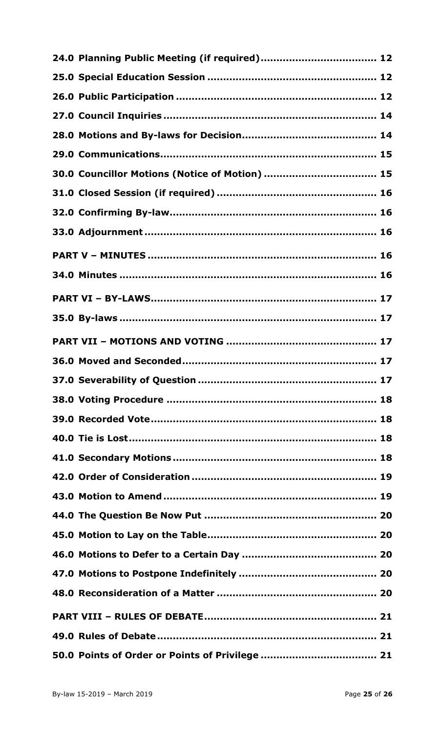**24.0 Planning Public Meeting (if required).................................... 12**

**25.0 Special Education Session ..................................................... 12**

**26.0 Public Participation ............................................................. 12**

**27.0 Council Inquiries .................................................................. 14**

**28.0 Motions and By-laws for Decision......................................... 14**

**29.0 Communications.................................................................... 15**

**30.0 Councillor Motions (Notice of Motion) ................................... 15**

**31.0 Closed Session (if required) ................................................. 16**

**32.0 Confirming By-law................................................................ 16**

**33.0 Adjournment ........................................................................ 16**

**PART V – MINUTES ........................................................................ 16**

**34.0 Minutes ................................................................................ 16**

**PART VI – BY-LAWS....................................................................... 17**

**35.0 By-laws ................................................................................ 17**

**PART VII – MOTIONS AND VOTING ............................................... 17**

**36.0 Moved and Seconded............................................................ 17**

**37.0 Severability of Question ....................................................... 17**

**38.0 Voting Procedure ................................................................. 18**

**39.0 Recorded Vote...................................................................... 18**

**40.0 Tie is Lost............................................................................. 18**

**41.0 Secondary Motions ............................................................... 18**

**42.0 Order of Consideration ......................................................... 19**

**43.0 Motion to Amend .................................................................. 19**

**44.0 The Question Be Now Put ..................................................... 20**

**45.0 Motion to Lay on the Table.................................................... 20**

**46.0 Motions to Defer to a Certain Day ......................................... 20**

**47.0 Motions to Postpone Indefinitely ........................................... 20**

**48.0 Reconsideration of a Matter ................................................. 20**

**PART VIII – RULES OF DEBATE...................................................... 21**

**49.0 Rules of Debate .................................................................... 21**

**50.0 Points of Order or Points of Privilege .................................... 21**

By-law 15-2019 – March 2019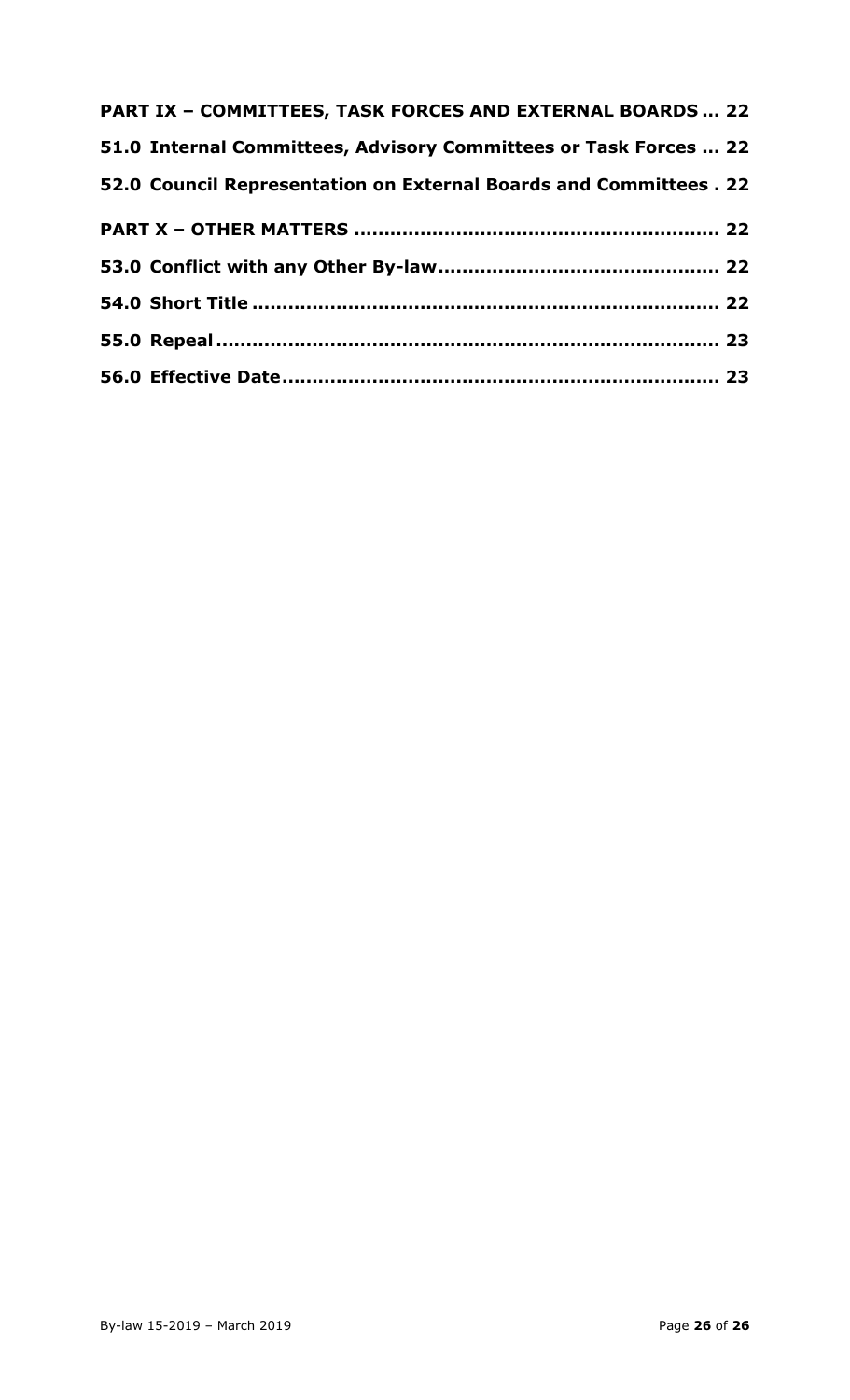**PART IX – COMMITTEES, TASK FORCES AND EXTERNAL BOARDS ... 22**

**51.0 Internal Committees, Advisory Committees or Task Forces ... 22**

**52.0 Council Representation on External Boards and Committees . 22**

**PART X – OTHER MATTERS ........................................................... 22**

**53.0 Conflict with any Other By-law............................................. 22**

**54.0 Short Title ........................................................................... 22**

**55.0 Repeal .................................................................................. 23**

**56.0 Effective Date....................................................................... 23**